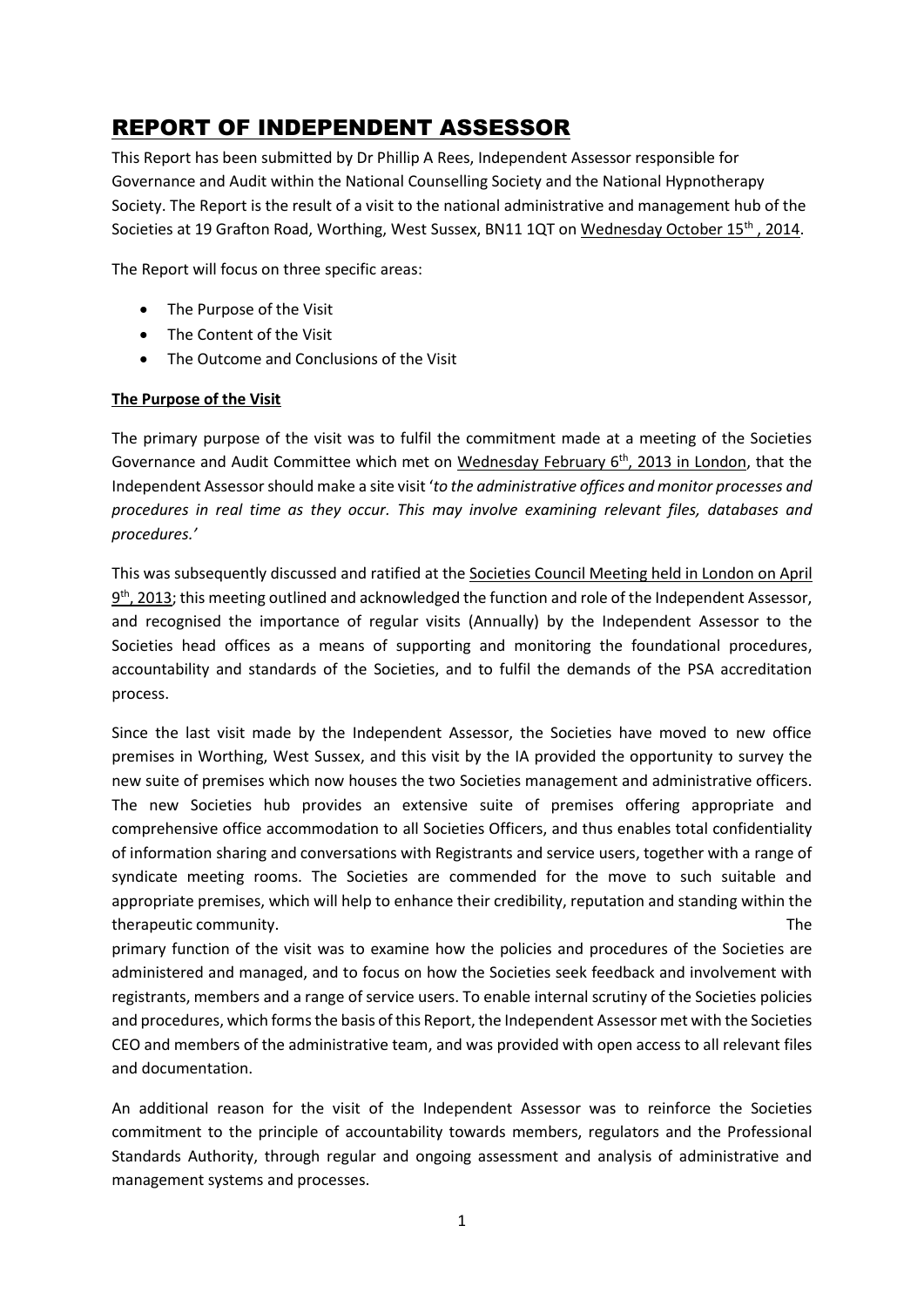# REPORT OF INDEPENDENT ASSESSOR

This Report has been submitted by Dr Phillip A Rees, Independent Assessor responsible for Governance and Audit within the National Counselling Society and the National Hypnotherapy Society. The Report is the result of a visit to the national administrative and management hub of the Societies at 19 Grafton Road, Worthing, West Sussex, BN11 1QT on Wednesday October 15th, 2014.

The Report will focus on three specific areas:

- The Purpose of the Visit
- The Content of the Visit
- The Outcome and Conclusions of the Visit

**The Purpose of the Visit**

The primary purpose of the visit was to fulfil the commitment made at a meeting of the Societies Governance and Audit Committee which met on Wednesday February 6th, 2013 in London, that the Independent Assessor should make a site visit '*to the administrative offices and monitor processes and procedures in real time as they occur. This may involve examining relevant files, databases and procedures.*'

This was subsequently discussed and ratified at the Societies Council Meeting held in London on April 9th, 2013; this meeting outlined and acknowledged the function and role of the Independent Assessor, and recognised the importance of regular visits (Annually) by the Independent Assessor to the Societies head offices as a means of supporting and monitoring the foundational procedures, accountability and standards of the Societies, and to fulfil the demands of the PSA accreditation process.

Since the last visit made by the Independent Assessor, the Societies have moved to new office premises in Worthing, West Sussex, and this visit by the IA provided the opportunity to survey the new suite of premises which now houses the two Societies management and administrative officers. The new Societies hub provides an extensive suite of premises offering appropriate and comprehensive office accommodation to all Societies Officers, and thus enables total confidentiality of information sharing and conversations with Registrants and service users, together with a range of syndicate meeting rooms. The Societies are commended for the move to such suitable and appropriate premises, which will help to enhance their credibility, reputation and standing within the therapeutic community. The primary function of the visit was to examine how the policies and procedures of the Societies are administered and managed, and to focus on how the Societies seek feedback and involvement with registrants, members and a range of service users. To enable internal scrutiny of the Societies policies and procedures, which forms the basis of this Report, the Independent Assessor met with the Societies CEO and members of the administrative team, and was provided with open access to all relevant files and documentation.

An additional reason for the visit of the Independent Assessor was to reinforce the Societies commitment to the principle of accountability towards members, regulators and the Professional Standards Authority, through regular and ongoing assessment and analysis of administrative and management systems and processes.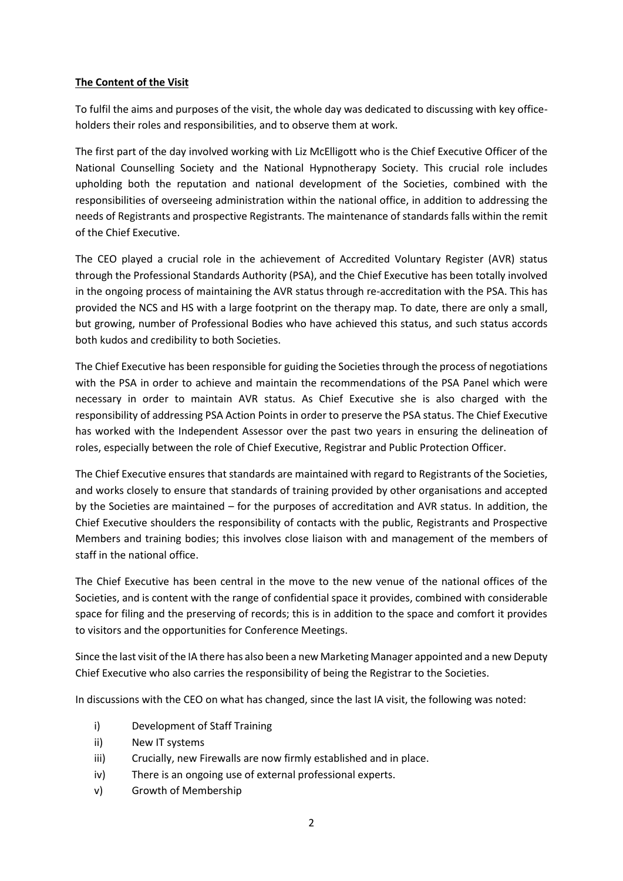**The Content of the Visit**

To fulfil the aims and purposes of the visit, the whole day was dedicated to discussing with key office-holders their roles and responsibilities, and to observe them at work.

The first part of the day involved working with Liz McElligott who is the Chief Executive Officer of the National Counselling Society and the National Hypnotherapy Society. This crucial role includes upholding both the reputation and national development of the Societies, combined with the responsibilities of overseeing administration within the national office, in addition to addressing the needs of Registrants and prospective Registrants. The maintenance of standards falls within the remit of the Chief Executive.

The CEO played a crucial role in the achievement of Accredited Voluntary Register (AVR) status through the Professional Standards Authority (PSA), and the Chief Executive has been totally involved in the ongoing process of maintaining the AVR status through re-accreditation with the PSA. This has provided the NCS and HS with a large footprint on the therapy map. To date, there are only a small, but growing, number of Professional Bodies who have achieved this status, and such status accords both kudos and credibility to both Societies.

The Chief Executive has been responsible for guiding the Societies through the process of negotiations with the PSA in order to achieve and maintain the recommendations of the PSA Panel which were necessary in order to maintain AVR status. As Chief Executive she is also charged with the responsibility of addressing PSA Action Points in order to preserve the PSA status. The Chief Executive has worked with the Independent Assessor over the past two years in ensuring the delineation of roles, especially between the role of Chief Executive, Registrar and Public Protection Officer.

The Chief Executive ensures that standards are maintained with regard to Registrants of the Societies, and works closely to ensure that standards of training provided by other organisations and accepted by the Societies are maintained – for the purposes of accreditation and AVR status. In addition, the Chief Executive shoulders the responsibility of contacts with the public, Registrants and Prospective Members and training bodies; this involves close liaison with and management of the members of staff in the national office.

The Chief Executive has been central in the move to the new venue of the national offices of the Societies, and is content with the range of confidential space it provides, combined with considerable space for filing and the preserving of records; this is in addition to the space and comfort it provides to visitors and the opportunities for Conference Meetings.

Since the last visit of the IA there has also been a new Marketing Manager appointed and a new Deputy Chief Executive who also carries the responsibility of being the Registrar to the Societies.

In discussions with the CEO on what has changed, since the last IA visit, the following was noted:

- i) Development of Staff Training
- ii) New IT systems
- iii) Crucially, new Firewalls are now firmly established and in place.
- iv) There is an ongoing use of external professional experts.
- v) Growth of Membership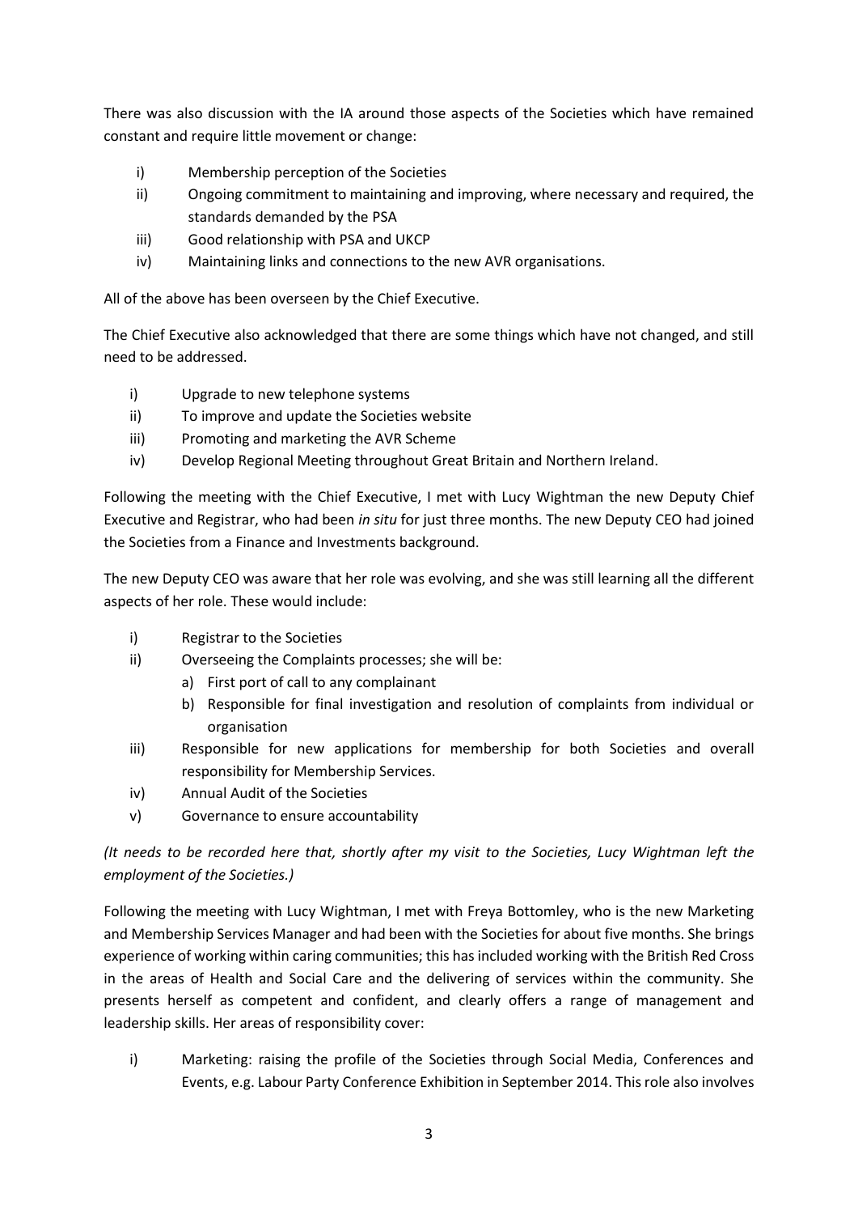There was also discussion with the IA around those aspects of the Societies which have remained constant and require little movement or change:

i) Membership perception of the Societies
ii) Ongoing commitment to maintaining and improving, where necessary and required, the standards demanded by the PSA
iii) Good relationship with PSA and UKCP
iv) Maintaining links and connections to the new AVR organisations.

All of the above has been overseen by the Chief Executive.

The Chief Executive also acknowledged that there are some things which have not changed, and still need to be addressed.

i) Upgrade to new telephone systems
ii) To improve and update the Societies website
iii) Promoting and marketing the AVR Scheme
iv) Develop Regional Meeting throughout Great Britain and Northern Ireland.

Following the meeting with the Chief Executive, I met with Lucy Wightman the new Deputy Chief Executive and Registrar, who had been *in situ* for just three months. The new Deputy CEO had joined the Societies from a Finance and Investments background.

The new Deputy CEO was aware that her role was evolving, and she was still learning all the different aspects of her role. These would include:

i) Registrar to the Societies
ii) Overseeing the Complaints processes; she will be:
    a) First port of call to any complainant
    b) Responsible for final investigation and resolution of complaints from individual or organisation
iii) Responsible for new applications for membership for both Societies and overall responsibility for Membership Services.
iv) Annual Audit of the Societies
v) Governance to ensure accountability

*(It needs to be recorded here that, shortly after my visit to the Societies, Lucy Wightman left the employment of the Societies.)*

Following the meeting with Lucy Wightman, I met with Freya Bottomley, who is the new Marketing and Membership Services Manager and had been with the Societies for about five months. She brings experience of working within caring communities; this has included working with the British Red Cross in the areas of Health and Social Care and the delivering of services within the community. She presents herself as competent and confident, and clearly offers a range of management and leadership skills. Her areas of responsibility cover:

i) Marketing: raising the profile of the Societies through Social Media, Conferences and Events, e.g. Labour Party Conference Exhibition in September 2014. This role also involves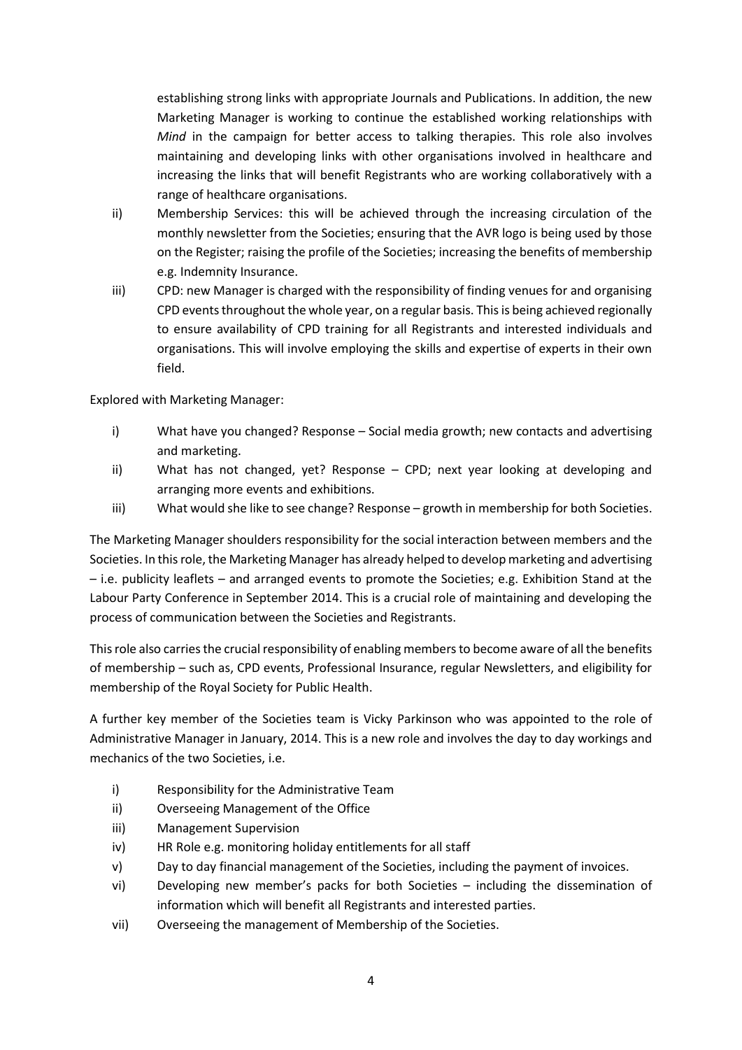establishing strong links with appropriate Journals and Publications. In addition, the new Marketing Manager is working to continue the established working relationships with *Mind* in the campaign for better access to talking therapies. This role also involves maintaining and developing links with other organisations involved in healthcare and increasing the links that will benefit Registrants who are working collaboratively with a range of healthcare organisations.

ii) Membership Services: this will be achieved through the increasing circulation of the monthly newsletter from the Societies; ensuring that the AVR logo is being used by those on the Register; raising the profile of the Societies; increasing the benefits of membership e.g. Indemnity Insurance.

iii) CPD: new Manager is charged with the responsibility of finding venues for and organising CPD events throughout the whole year, on a regular basis. This is being achieved regionally to ensure availability of CPD training for all Registrants and interested individuals and organisations. This will involve employing the skills and expertise of experts in their own field.

Explored with Marketing Manager:

i) What have you changed? Response – Social media growth; new contacts and advertising and marketing.

ii) What has not changed, yet? Response – CPD; next year looking at developing and arranging more events and exhibitions.

iii) What would she like to see change? Response – growth in membership for both Societies.

The Marketing Manager shoulders responsibility for the social interaction between members and the Societies. In this role, the Marketing Manager has already helped to develop marketing and advertising – i.e. publicity leaflets – and arranged events to promote the Societies; e.g. Exhibition Stand at the Labour Party Conference in September 2014. This is a crucial role of maintaining and developing the process of communication between the Societies and Registrants.

This role also carries the crucial responsibility of enabling members to become aware of all the benefits of membership – such as, CPD events, Professional Insurance, regular Newsletters, and eligibility for membership of the Royal Society for Public Health.

A further key member of the Societies team is Vicky Parkinson who was appointed to the role of Administrative Manager in January, 2014. This is a new role and involves the day to day workings and mechanics of the two Societies, i.e.

i) Responsibility for the Administrative Team

ii) Overseeing Management of the Office

iii) Management Supervision

iv) HR Role e.g. monitoring holiday entitlements for all staff

v) Day to day financial management of the Societies, including the payment of invoices.

vi) Developing new member's packs for both Societies – including the dissemination of information which will benefit all Registrants and interested parties.

vii) Overseeing the management of Membership of the Societies.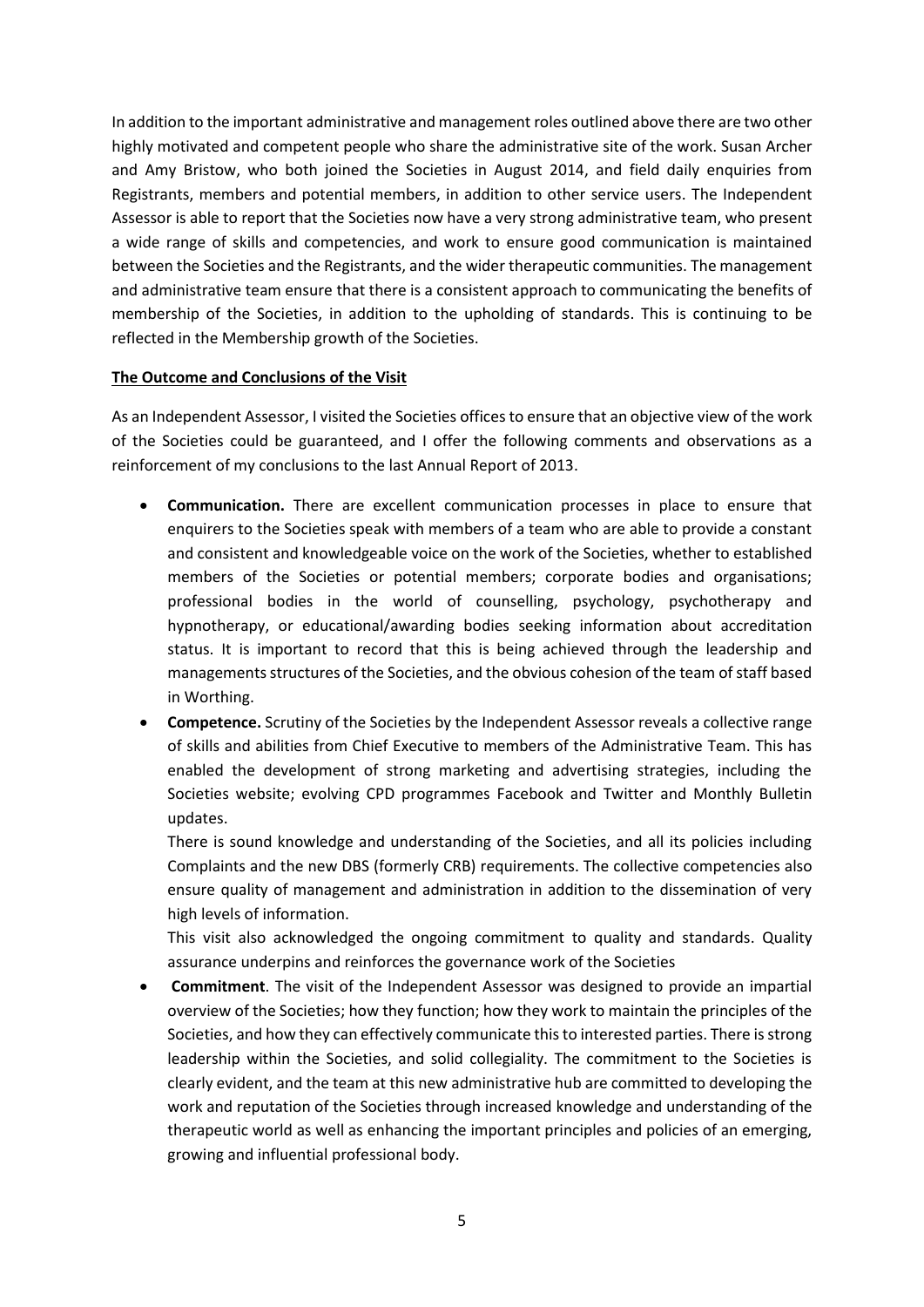In addition to the important administrative and management roles outlined above there are two other highly motivated and competent people who share the administrative site of the work. Susan Archer and Amy Bristow, who both joined the Societies in August 2014, and field daily enquiries from Registrants, members and potential members, in addition to other service users. The Independent Assessor is able to report that the Societies now have a very strong administrative team, who present a wide range of skills and competencies, and work to ensure good communication is maintained between the Societies and the Registrants, and the wider therapeutic communities. The management and administrative team ensure that there is a consistent approach to communicating the benefits of membership of the Societies, in addition to the upholding of standards. This is continuing to be reflected in the Membership growth of the Societies.

**The Outcome and Conclusions of the Visit**

As an Independent Assessor, I visited the Societies offices to ensure that an objective view of the work of the Societies could be guaranteed, and I offer the following comments and observations as a reinforcement of my conclusions to the last Annual Report of 2013.

- **Communication.** There are excellent communication processes in place to ensure that enquirers to the Societies speak with members of a team who are able to provide a constant and consistent and knowledgeable voice on the work of the Societies, whether to established members of the Societies or potential members; corporate bodies and organisations; professional bodies in the world of counselling, psychology, psychotherapy and hypnotherapy, or educational/awarding bodies seeking information about accreditation status. It is important to record that this is being achieved through the leadership and managements structures of the Societies, and the obvious cohesion of the team of staff based in Worthing.
- **Competence.** Scrutiny of the Societies by the Independent Assessor reveals a collective range of skills and abilities from Chief Executive to members of the Administrative Team. This has enabled the development of strong marketing and advertising strategies, including the Societies website; evolving CPD programmes Facebook and Twitter and Monthly Bulletin updates.

  There is sound knowledge and understanding of the Societies, and all its policies including Complaints and the new DBS (formerly CRB) requirements. The collective competencies also ensure quality of management and administration in addition to the dissemination of very high levels of information.

  This visit also acknowledged the ongoing commitment to quality and standards. Quality assurance underpins and reinforces the governance work of the Societies
- **Commitment**. The visit of the Independent Assessor was designed to provide an impartial overview of the Societies; how they function; how they work to maintain the principles of the Societies, and how they can effectively communicate this to interested parties. There is strong leadership within the Societies, and solid collegiality. The commitment to the Societies is clearly evident, and the team at this new administrative hub are committed to developing the work and reputation of the Societies through increased knowledge and understanding of the therapeutic world as well as enhancing the important principles and policies of an emerging, growing and influential professional body.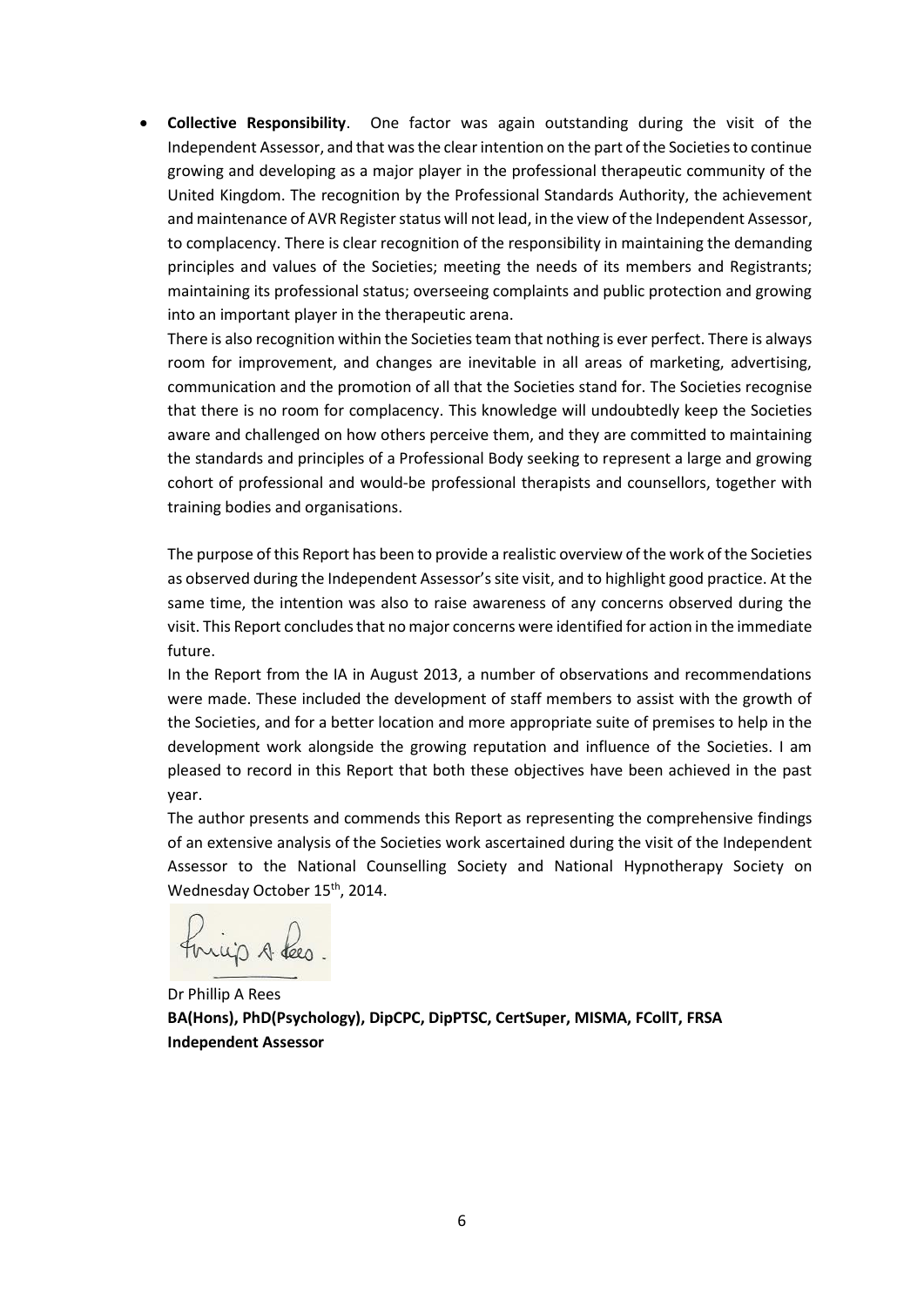- **Collective Responsibility**. One factor was again outstanding during the visit of the Independent Assessor, and that was the clear intention on the part of the Societies to continue growing and developing as a major player in the professional therapeutic community of the United Kingdom. The recognition by the Professional Standards Authority, the achievement and maintenance of AVR Register status will not lead, in the view of the Independent Assessor, to complacency. There is clear recognition of the responsibility in maintaining the demanding principles and values of the Societies; meeting the needs of its members and Registrants; maintaining its professional status; overseeing complaints and public protection and growing into an important player in the therapeutic arena.

  There is also recognition within the Societies team that nothing is ever perfect. There is always room for improvement, and changes are inevitable in all areas of marketing, advertising, communication and the promotion of all that the Societies stand for. The Societies recognise that there is no room for complacency. This knowledge will undoubtedly keep the Societies aware and challenged on how others perceive them, and they are committed to maintaining the standards and principles of a Professional Body seeking to represent a large and growing cohort of professional and would-be professional therapists and counsellors, together with training bodies and organisations.

  The purpose of this Report has been to provide a realistic overview of the work of the Societies as observed during the Independent Assessor's site visit, and to highlight good practice. At the same time, the intention was also to raise awareness of any concerns observed during the visit. This Report concludes that no major concerns were identified for action in the immediate future.

  In the Report from the IA in August 2013, a number of observations and recommendations were made. These included the development of staff members to assist with the growth of the Societies, and for a better location and more appropriate suite of premises to help in the development work alongside the growing reputation and influence of the Societies. I am pleased to record in this Report that both these objectives have been achieved in the past year.

  The author presents and commends this Report as representing the comprehensive findings of an extensive analysis of the Societies work ascertained during the visit of the Independent Assessor to the National Counselling Society and National Hypnotherapy Society on Wednesday October 15th, 2014.

Dr Phillip A Rees

**BA(Hons), PhD(Psychology), DipCPC, DipPTSC, CertSuper, MISMA, FCollT, FRSA**

**Independent Assessor**